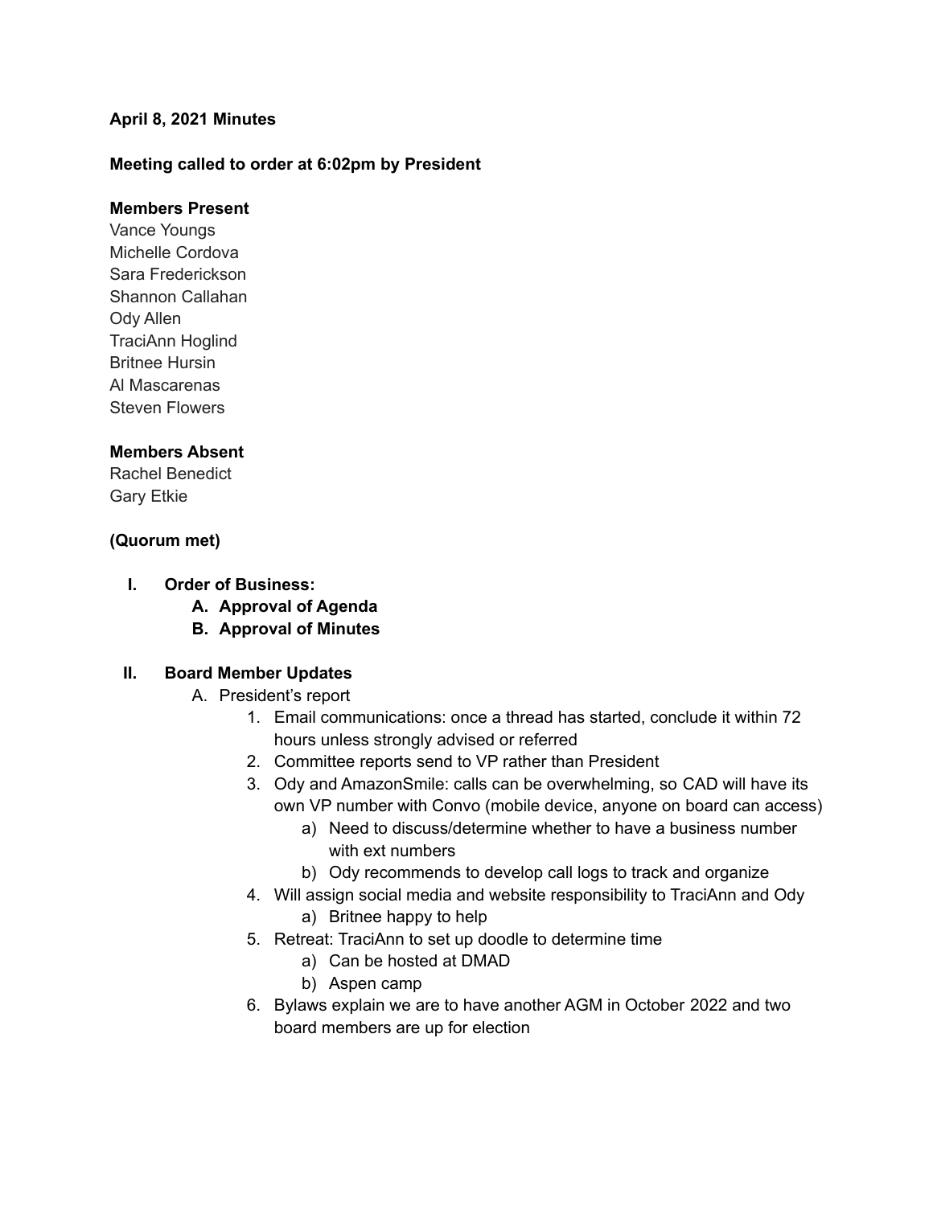**April 8, 2021 Minutes**

**Meeting called to order at 6:02pm by President**

**Members Present**

Vance Youngs
Michelle Cordova
Sara Frederickson
Shannon Callahan
Ody Allen
TraciAnn Hoglind
Britnee Hursin
Al Mascarenas
Steven Flowers

**Members Absent**

Rachel Benedict
Gary Etkie

**(Quorum met)**

I. **Order of Business:**
   A. **Approval of Agenda**
   B. **Approval of Minutes**

II. **Board Member Updates**
   A. President's report
      1. Email communications: once a thread has started, conclude it within 72 hours unless strongly advised or referred
      2. Committee reports send to VP rather than President
      3. Ody and AmazonSmile: calls can be overwhelming, so CAD will have its own VP number with Convo (mobile device, anyone on board can access)
         a) Need to discuss/determine whether to have a business number with ext numbers
         b) Ody recommends to develop call logs to track and organize
      4. Will assign social media and website responsibility to TraciAnn and Ody
         a) Britnee happy to help
      5. Retreat: TraciAnn to set up doodle to determine time
         a) Can be hosted at DMAD
         b) Aspen camp
      6. Bylaws explain we are to have another AGM in October 2022 and two board members are up for election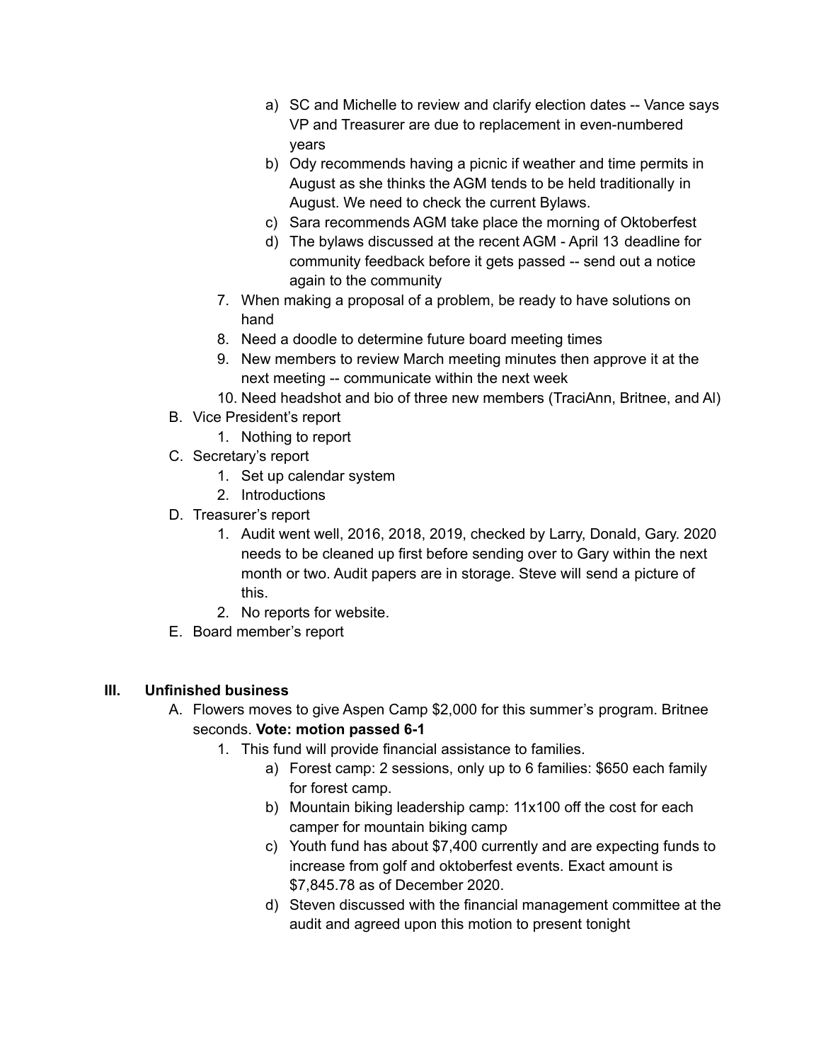a) SC and Michelle to review and clarify election dates -- Vance says VP and Treasurer are due to replacement in even-numbered years
        b) Ody recommends having a picnic if weather and time permits in August as she thinks the AGM tends to be held traditionally in August. We need to check the current Bylaws.
        c) Sara recommends AGM take place the morning of Oktoberfest
        d) The bylaws discussed at the recent AGM - April 13 deadline for community feedback before it gets passed -- send out a notice again to the community
    7. When making a proposal of a problem, be ready to have solutions on hand
    8. Need a doodle to determine future board meeting times
    9. New members to review March meeting minutes then approve it at the next meeting -- communicate within the next week
    10. Need headshot and bio of three new members (TraciAnn, Britnee, and Al)

B. Vice President's report
    1. Nothing to report

C. Secretary's report
    1. Set up calendar system
    2. Introductions

D. Treasurer's report
    1. Audit went well, 2016, 2018, 2019, checked by Larry, Donald, Gary. 2020 needs to be cleaned up first before sending over to Gary within the next month or two. Audit papers are in storage. Steve will send a picture of this.
    2. No reports for website.

E. Board member's report

## III. Unfinished business

A. Flowers moves to give Aspen Camp $2,000 for this summer's program. Britnee seconds. **Vote: motion passed 6-1**
    1. This fund will provide financial assistance to families.
        a) Forest camp: 2 sessions, only up to 6 families: $650 each family for forest camp.
        b) Mountain biking leadership camp: 11x100 off the cost for each camper for mountain biking camp
        c) Youth fund has about $7,400 currently and are expecting funds to increase from golf and oktoberfest events. Exact amount is $7,845.78 as of December 2020.
        d) Steven discussed with the financial management committee at the audit and agreed upon this motion to present tonight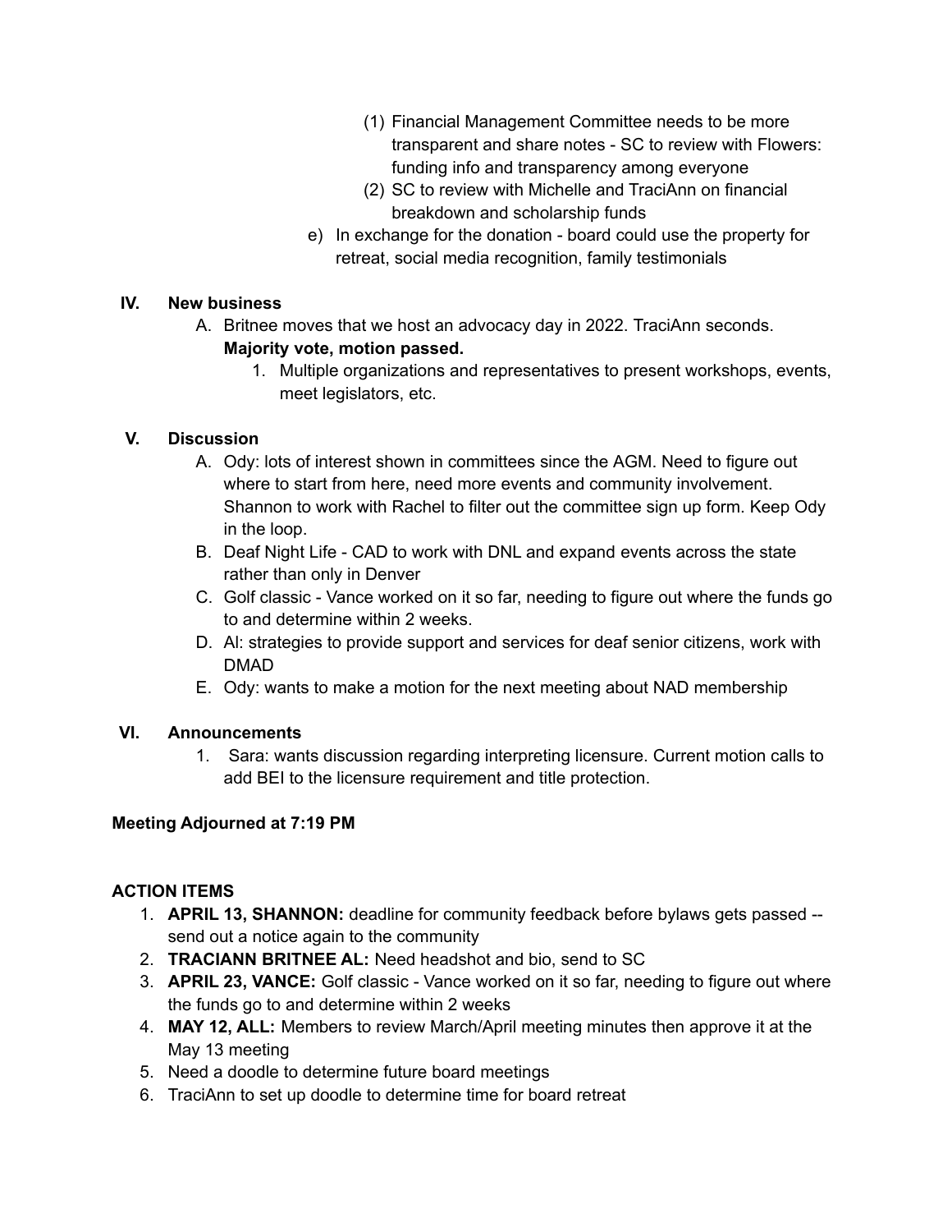(1) Financial Management Committee needs to be more transparent and share notes - SC to review with Flowers: funding info and transparency among everyone
(2) SC to review with Michelle and TraciAnn on financial breakdown and scholarship funds

e) In exchange for the donation - board could use the property for retreat, social media recognition, family testimonials

## IV. New business

A. Britnee moves that we host an advocacy day in 2022. TraciAnn seconds. **Majority vote, motion passed.**
   1. Multiple organizations and representatives to present workshops, events, meet legislators, etc.

## V. Discussion

A. Ody: lots of interest shown in committees since the AGM. Need to figure out where to start from here, need more events and community involvement. Shannon to work with Rachel to filter out the committee sign up form. Keep Ody in the loop.
B. Deaf Night Life - CAD to work with DNL and expand events across the state rather than only in Denver
C. Golf classic - Vance worked on it so far, needing to figure out where the funds go to and determine within 2 weeks.
D. Al: strategies to provide support and services for deaf senior citizens, work with DMAD
E. Ody: wants to make a motion for the next meeting about NAD membership

## VI. Announcements

1. Sara: wants discussion regarding interpreting licensure. Current motion calls to add BEI to the licensure requirement and title protection.

**Meeting Adjourned at 7:19 PM**

**ACTION ITEMS**

1. **APRIL 13, SHANNON:** deadline for community feedback before bylaws gets passed -- send out a notice again to the community
2. **TRACIANN BRITNEE AL:** Need headshot and bio, send to SC
3. **APRIL 23, VANCE:** Golf classic - Vance worked on it so far, needing to figure out where the funds go to and determine within 2 weeks
4. **MAY 12, ALL:** Members to review March/April meeting minutes then approve it at the May 13 meeting
5. Need a doodle to determine future board meetings
6. TraciAnn to set up doodle to determine time for board retreat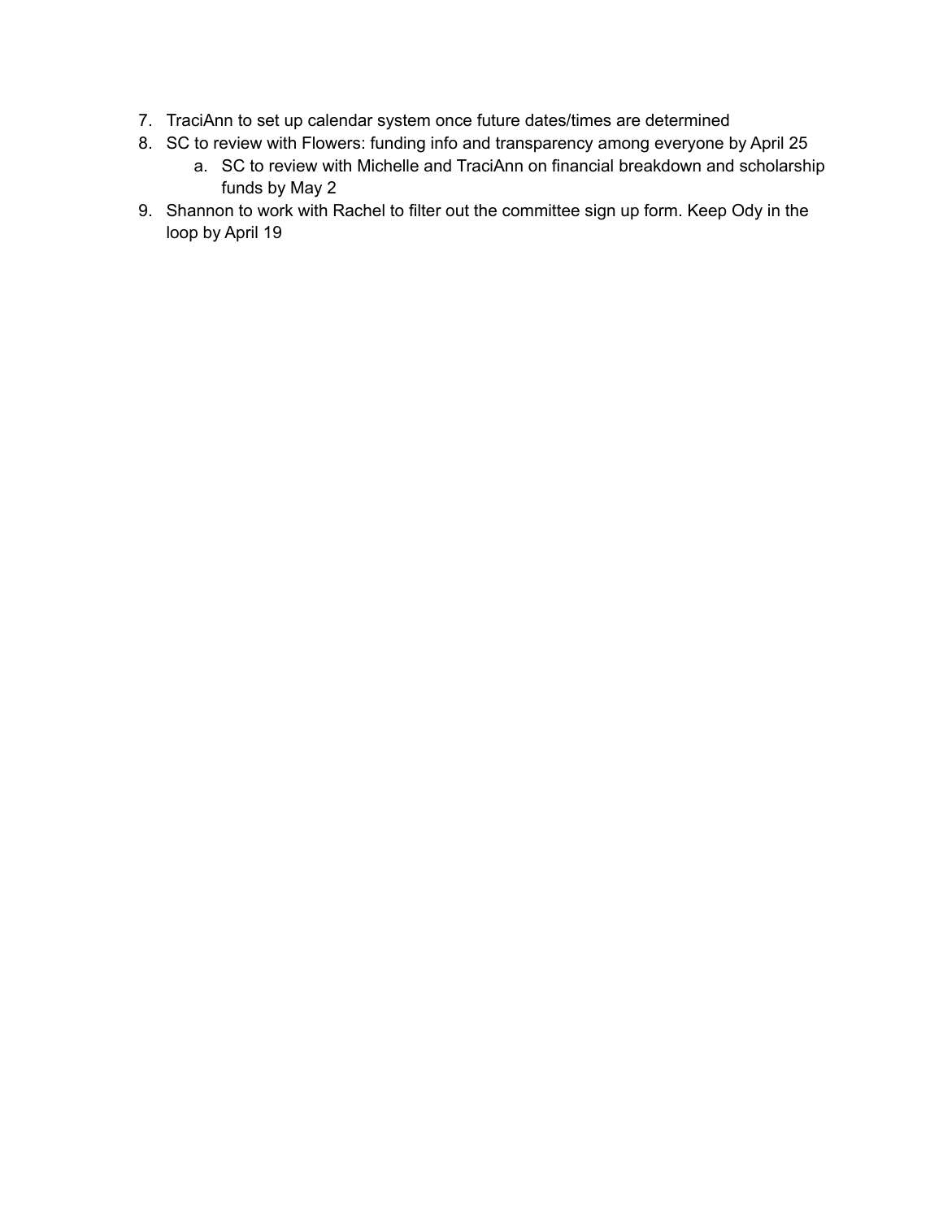7. TraciAnn to set up calendar system once future dates/times are determined
8. SC to review with Flowers: funding info and transparency among everyone by April 25
    a. SC to review with Michelle and TraciAnn on financial breakdown and scholarship funds by May 2
9. Shannon to work with Rachel to filter out the committee sign up form. Keep Ody in the loop by April 19